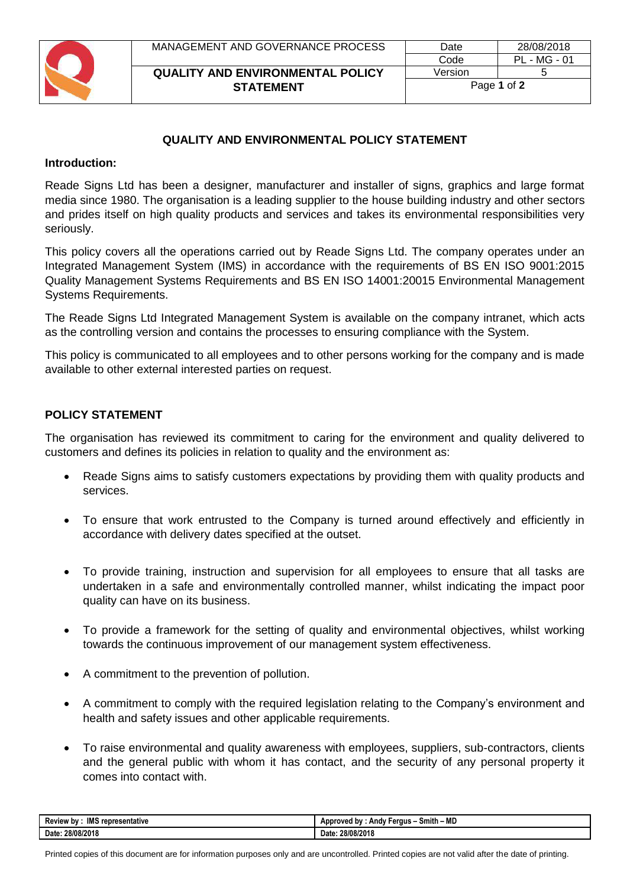| MANAGEMENT AND GOVERNANCE PROCESS | Date | 28/08/2018 |
|---|---|---|
| | Code | PL - MG - 01 |
| **QUALITY AND ENVIRONMENTAL POLICY STATEMENT** | Version | 5 |

# QUALITY AND ENVIRONMENTAL POLICY STATEMENT

**Introduction:**

Reade Signs Ltd has been a designer, manufacturer and installer of signs, graphics and large format media since 1980. The organisation is a leading supplier to the house building industry and other sectors and prides itself on high quality products and services and takes its environmental responsibilities very seriously.

This policy covers all the operations carried out by Reade Signs Ltd. The company operates under an Integrated Management System (IMS) in accordance with the requirements of BS EN ISO 9001:2015 Quality Management Systems Requirements and BS EN ISO 14001:20015 Environmental Management Systems Requirements.

The Reade Signs Ltd Integrated Management System is available on the company intranet, which acts as the controlling version and contains the processes to ensuring compliance with the System.

This policy is communicated to all employees and to other persons working for the company and is made available to other external interested parties on request.

## POLICY STATEMENT

The organisation has reviewed its commitment to caring for the environment and quality delivered to customers and defines its policies in relation to quality and the environment as:

- Reade Signs aims to satisfy customers expectations by providing them with quality products and services.
- To ensure that work entrusted to the Company is turned around effectively and efficiently in accordance with delivery dates specified at the outset.
- To provide training, instruction and supervision for all employees to ensure that all tasks are undertaken in a safe and environmentally controlled manner, whilst indicating the impact poor quality can have on its business.
- To provide a framework for the setting of quality and environmental objectives, whilst working towards the continuous improvement of our management system effectiveness.
- A commitment to the prevention of pollution.
- A commitment to comply with the required legislation relating to the Company's environment and health and safety issues and other applicable requirements.
- To raise environmental and quality awareness with employees, suppliers, sub-contractors, clients and the general public with whom it has contact, and the security of any personal property it comes into contact with.

| Review by : IMS representative | Approved by : Andy Fergus – Smith – MD |
|---|---|
| Date: 28/08/2018 | Date: 28/08/2018 |

Printed copies of this document are for information purposes only and are uncontrolled. Printed copies are not valid after the date of printing.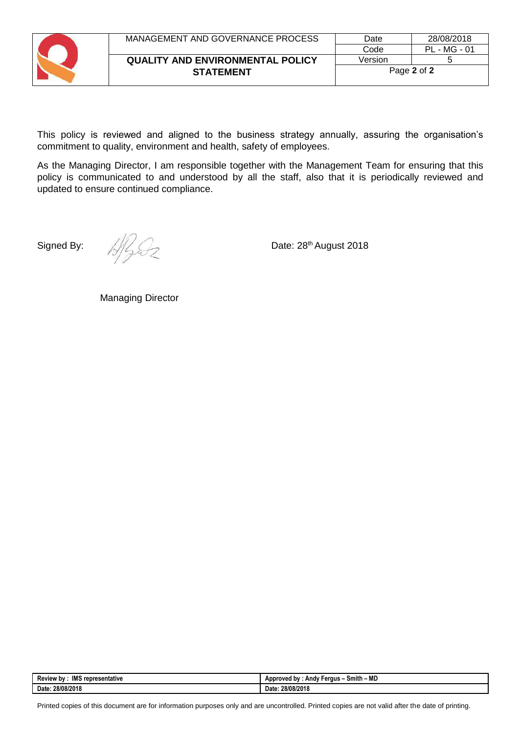This policy is reviewed and aligned to the business strategy annually, assuring the organisation's commitment to quality, environment and health, safety of employees.

As the Managing Director, I am responsible together with the Management Team for ensuring that this policy is communicated to and understood by all the staff, also that it is periodically reviewed and updated to ensure continued compliance.

Signed By: Date: 28th August 2018

Managing Director

| | |
|---|---|
| **Review by : IMS representative** | **Approved by : Andy Fergus – Smith – MD** |
| **Date: 28/08/2018** | **Date: 28/08/2018** |

Printed copies of this document are for information purposes only and are uncontrolled. Printed copies are not valid after the date of printing.